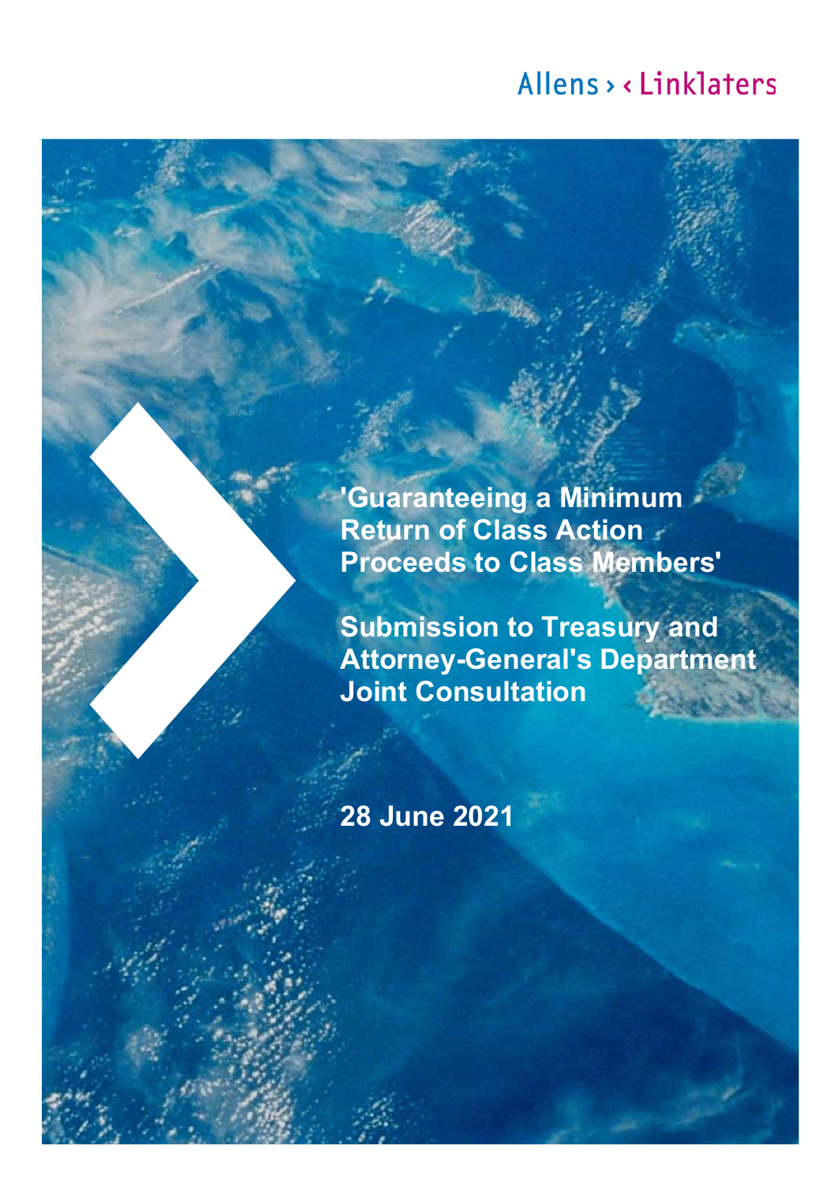Allens > < Linklaters

# 'Guaranteeing a Minimum Return of Class Action Proceeds to Class Members'

## Submission to Treasury and Attorney-General's Department Joint Consultation

**28 June 2021**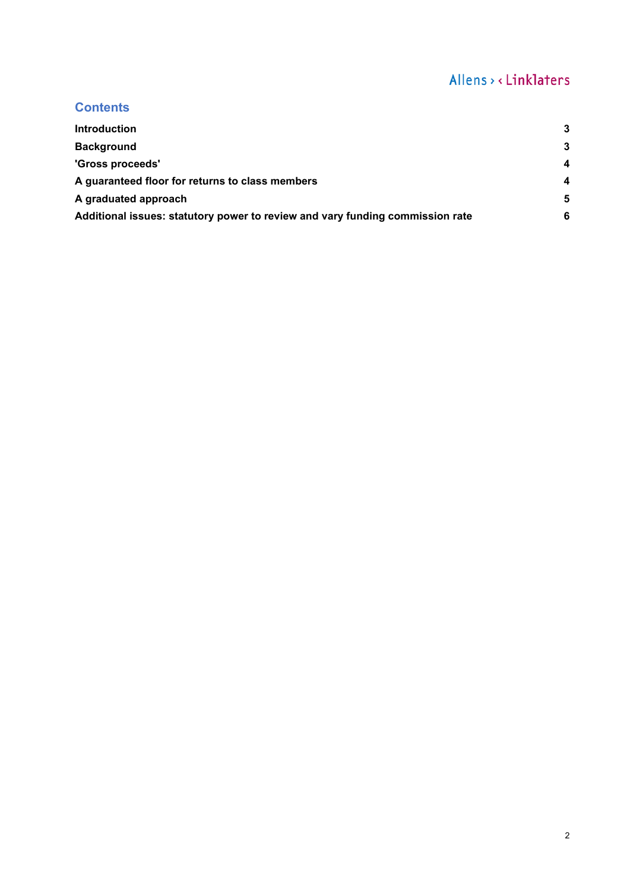## Contents

| | |
|---|---|
| **Introduction** | **3** |
| **Background** | **3** |
| **'Gross proceeds'** | **4** |
| **A guaranteed floor for returns to class members** | **4** |
| **A graduated approach** | **5** |
| **Additional issues: statutory power to review and vary funding commission rate** | **6** |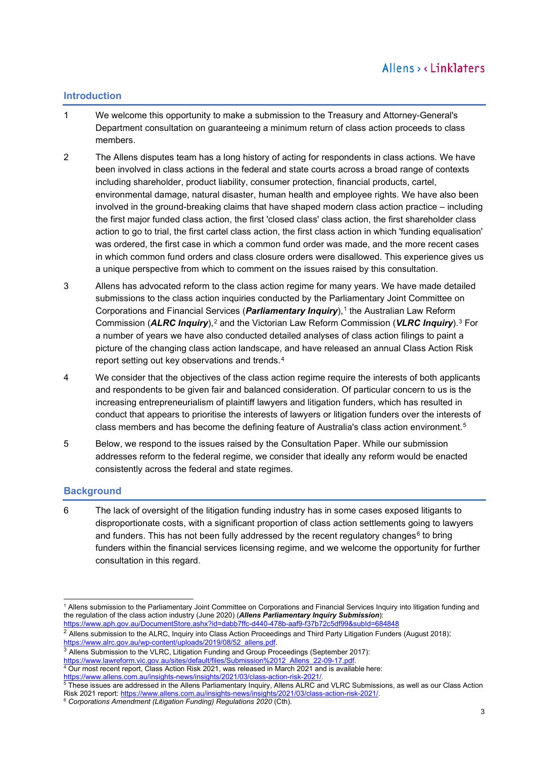## Introduction

1 We welcome this opportunity to make a submission to the Treasury and Attorney-General's Department consultation on guaranteeing a minimum return of class action proceeds to class members.

2 The Allens disputes team has a long history of acting for respondents in class actions. We have been involved in class actions in the federal and state courts across a broad range of contexts including shareholder, product liability, consumer protection, financial products, cartel, environmental damage, natural disaster, human health and employee rights. We have also been involved in the ground-breaking claims that have shaped modern class action practice – including the first major funded class action, the first 'closed class' class action, the first shareholder class action to go to trial, the first cartel class action, the first class action in which 'funding equalisation' was ordered, the first case in which a common fund order was made, and the more recent cases in which common fund orders and class closure orders were disallowed. This experience gives us a unique perspective from which to comment on the issues raised by this consultation.

3 Allens has advocated reform to the class action regime for many years. We have made detailed submissions to the class action inquiries conducted by the Parliamentary Joint Committee on Corporations and Financial Services (***Parliamentary Inquiry***),[1] the Australian Law Reform Commission (***ALRC Inquiry***),[2] and the Victorian Law Reform Commission (***VLRC Inquiry***).[3] For a number of years we have also conducted detailed analyses of class action filings to paint a picture of the changing class action landscape, and have released an annual Class Action Risk report setting out key observations and trends.[4]

4 We consider that the objectives of the class action regime require the interests of both applicants and respondents to be given fair and balanced consideration. Of particular concern to us is the increasing entrepreneurialism of plaintiff lawyers and litigation funders, which has resulted in conduct that appears to prioritise the interests of lawyers or litigation funders over the interests of class members and has become the defining feature of Australia's class action environment.[5]

5 Below, we respond to the issues raised by the Consultation Paper. While our submission addresses reform to the federal regime, we consider that ideally any reform would be enacted consistently across the federal and state regimes.

## Background

6 The lack of oversight of the litigation funding industry has in some cases exposed litigants to disproportionate costs, with a significant proportion of class action settlements going to lawyers and funders. This has not been fully addressed by the recent regulatory changes[6] to bring funders within the financial services licensing regime, and we welcome the opportunity for further consultation in this regard.

---

[1] Allens submission to the Parliamentary Joint Committee on Corporations and Financial Services Inquiry into litigation funding and the regulation of the class action industry (June 2020) (***Allens Parliamentary Inquiry Submission***): https://www.aph.gov.au/DocumentStore.ashx?id=dabb7ffc-d440-478b-aaf9-f37b72c5df99&subId=684848

[2] Allens submission to the ALRC, Inquiry into Class Action Proceedings and Third Party Litigation Funders (August 2018): https://www.alrc.gov.au/wp-content/uploads/2019/08/52_allens.pdf.

[3] Allens Submission to the VLRC, Litigation Funding and Group Proceedings (September 2017): https://www.lawreform.vic.gov.au/sites/default/files/Submission%2012_Allens_22-09-17.pdf.

[4] Our most recent report, Class Action Risk 2021, was released in March 2021 and is available here: https://www.allens.com.au/insights-news/insights/2021/03/class-action-risk-2021/.

[5] These issues are addressed in the Allens Parliamentary Inquiry, Allens ALRC and VLRC Submissions, as well as our Class Action Risk 2021 report: https://www.allens.com.au/insights-news/insights/2021/03/class-action-risk-2021/.

[6] *Corporations Amendment (Litigation Funding) Regulations 2020* (Cth).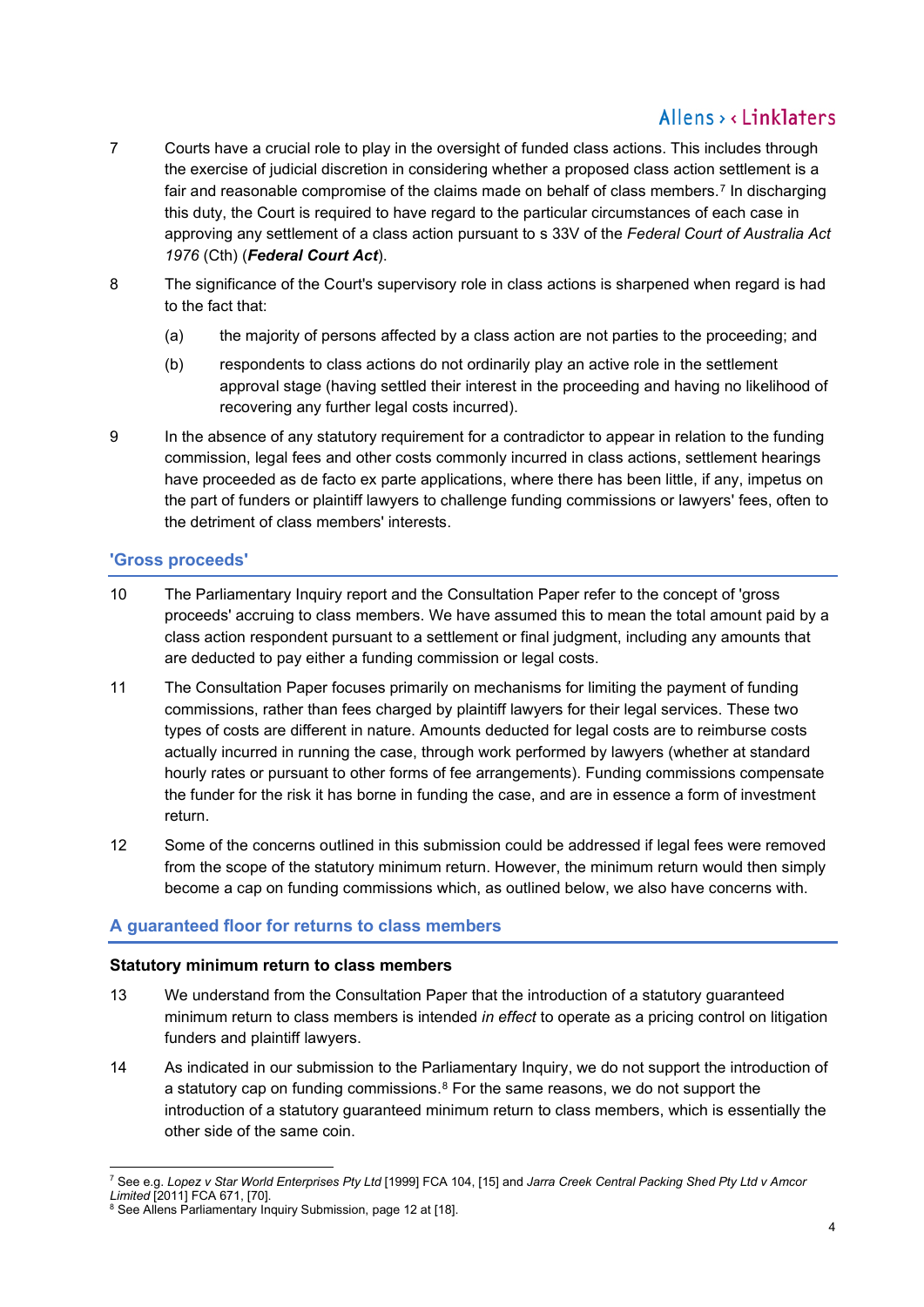7 Courts have a crucial role to play in the oversight of funded class actions. This includes through the exercise of judicial discretion in considering whether a proposed class action settlement is a fair and reasonable compromise of the claims made on behalf of class members.[7] In discharging this duty, the Court is required to have regard to the particular circumstances of each case in approving any settlement of a class action pursuant to s 33V of the *Federal Court of Australia Act 1976* (Cth) (***Federal Court Act***).

8 The significance of the Court's supervisory role in class actions is sharpened when regard is had to the fact that:

(a) the majority of persons affected by a class action are not parties to the proceeding; and

(b) respondents to class actions do not ordinarily play an active role in the settlement approval stage (having settled their interest in the proceeding and having no likelihood of recovering any further legal costs incurred).

9 In the absence of any statutory requirement for a contradictor to appear in relation to the funding commission, legal fees and other costs commonly incurred in class actions, settlement hearings have proceeded as de facto ex parte applications, where there has been little, if any, impetus on the part of funders or plaintiff lawyers to challenge funding commissions or lawyers' fees, often to the detriment of class members' interests.

## 'Gross proceeds'

10 The Parliamentary Inquiry report and the Consultation Paper refer to the concept of 'gross proceeds' accruing to class members. We have assumed this to mean the total amount paid by a class action respondent pursuant to a settlement or final judgment, including any amounts that are deducted to pay either a funding commission or legal costs.

11 The Consultation Paper focuses primarily on mechanisms for limiting the payment of funding commissions, rather than fees charged by plaintiff lawyers for their legal services. These two types of costs are different in nature. Amounts deducted for legal costs are to reimburse costs actually incurred in running the case, through work performed by lawyers (whether at standard hourly rates or pursuant to other forms of fee arrangements). Funding commissions compensate the funder for the risk it has borne in funding the case, and are in essence a form of investment return.

12 Some of the concerns outlined in this submission could be addressed if legal fees were removed from the scope of the statutory minimum return. However, the minimum return would then simply become a cap on funding commissions which, as outlined below, we also have concerns with.

## A guaranteed floor for returns to class members

### Statutory minimum return to class members

13 We understand from the Consultation Paper that the introduction of a statutory guaranteed minimum return to class members is intended *in effect* to operate as a pricing control on litigation funders and plaintiff lawyers.

14 As indicated in our submission to the Parliamentary Inquiry, we do not support the introduction of a statutory cap on funding commissions.[8] For the same reasons, we do not support the introduction of a statutory guaranteed minimum return to class members, which is essentially the other side of the same coin.

---

[7] See e.g. *Lopez v Star World Enterprises Pty Ltd* [1999] FCA 104, [15] and *Jarra Creek Central Packing Shed Pty Ltd v Amcor Limited* [2011] FCA 671, [70].

[8] See Allens Parliamentary Inquiry Submission, page 12 at [18].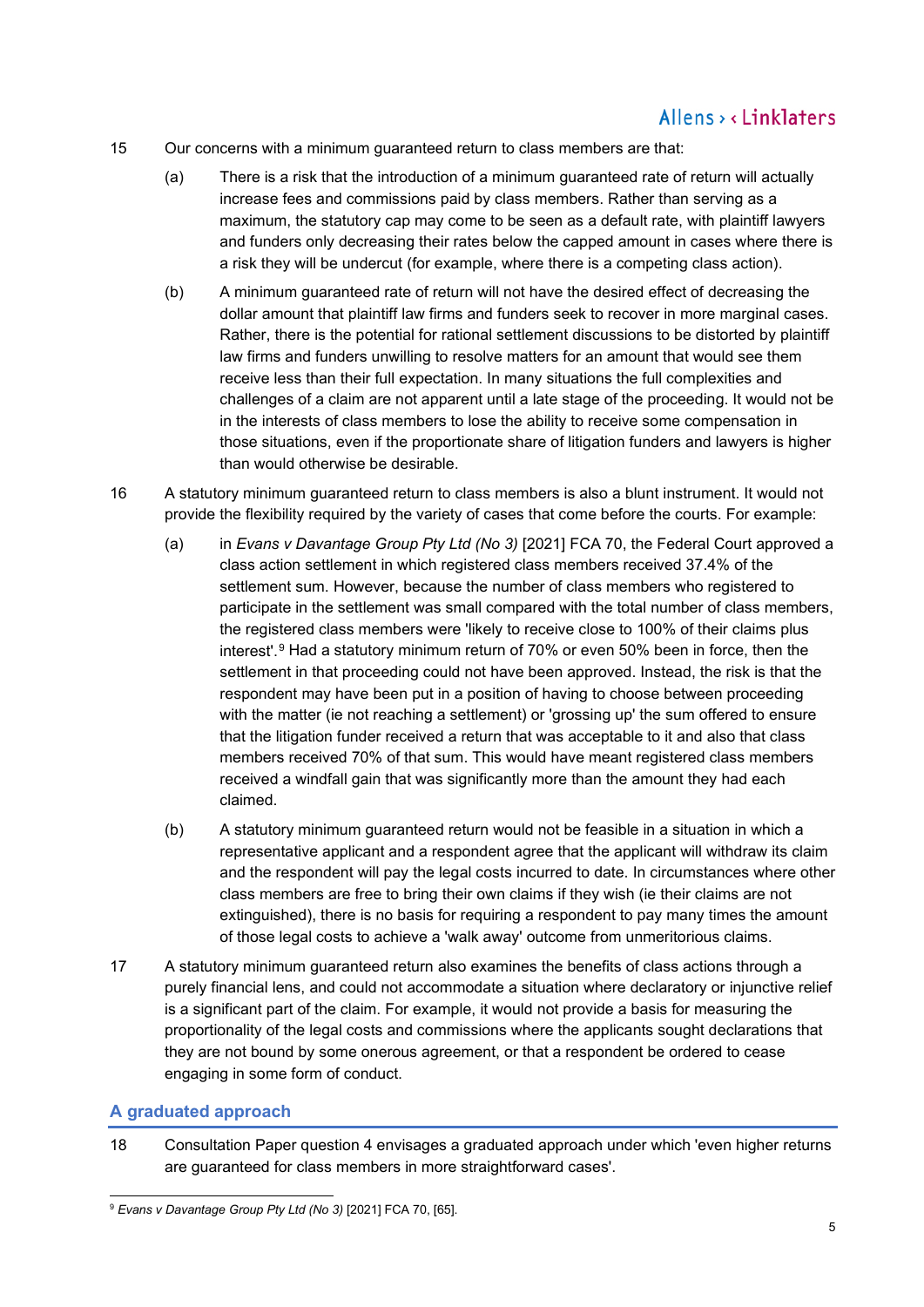15 Our concerns with a minimum guaranteed return to class members are that:

(a) There is a risk that the introduction of a minimum guaranteed rate of return will actually increase fees and commissions paid by class members. Rather than serving as a maximum, the statutory cap may come to be seen as a default rate, with plaintiff lawyers and funders only decreasing their rates below the capped amount in cases where there is a risk they will be undercut (for example, where there is a competing class action).

(b) A minimum guaranteed rate of return will not have the desired effect of decreasing the dollar amount that plaintiff law firms and funders seek to recover in more marginal cases. Rather, there is the potential for rational settlement discussions to be distorted by plaintiff law firms and funders unwilling to resolve matters for an amount that would see them receive less than their full expectation. In many situations the full complexities and challenges of a claim are not apparent until a late stage of the proceeding. It would not be in the interests of class members to lose the ability to receive some compensation in those situations, even if the proportionate share of litigation funders and lawyers is higher than would otherwise be desirable.

16 A statutory minimum guaranteed return to class members is also a blunt instrument. It would not provide the flexibility required by the variety of cases that come before the courts. For example:

(a) in *Evans v Davantage Group Pty Ltd (No 3)* [2021] FCA 70, the Federal Court approved a class action settlement in which registered class members received 37.4% of the settlement sum. However, because the number of class members who registered to participate in the settlement was small compared with the total number of class members, the registered class members were 'likely to receive close to 100% of their claims plus interest'.[9] Had a statutory minimum return of 70% or even 50% been in force, then the settlement in that proceeding could not have been approved. Instead, the risk is that the respondent may have been put in a position of having to choose between proceeding with the matter (ie not reaching a settlement) or 'grossing up' the sum offered to ensure that the litigation funder received a return that was acceptable to it and also that class members received 70% of that sum. This would have meant registered class members received a windfall gain that was significantly more than the amount they had each claimed.

(b) A statutory minimum guaranteed return would not be feasible in a situation in which a representative applicant and a respondent agree that the applicant will withdraw its claim and the respondent will pay the legal costs incurred to date. In circumstances where other class members are free to bring their own claims if they wish (ie their claims are not extinguished), there is no basis for requiring a respondent to pay many times the amount of those legal costs to achieve a 'walk away' outcome from unmeritorious claims.

17 A statutory minimum guaranteed return also examines the benefits of class actions through a purely financial lens, and could not accommodate a situation where declaratory or injunctive relief is a significant part of the claim. For example, it would not provide a basis for measuring the proportionality of the legal costs and commissions where the applicants sought declarations that they are not bound by some onerous agreement, or that a respondent be ordered to cease engaging in some form of conduct.

## A graduated approach

18 Consultation Paper question 4 envisages a graduated approach under which 'even higher returns are guaranteed for class members in more straightforward cases'.

---

[9] *Evans v Davantage Group Pty Ltd (No 3)* [2021] FCA 70, [65].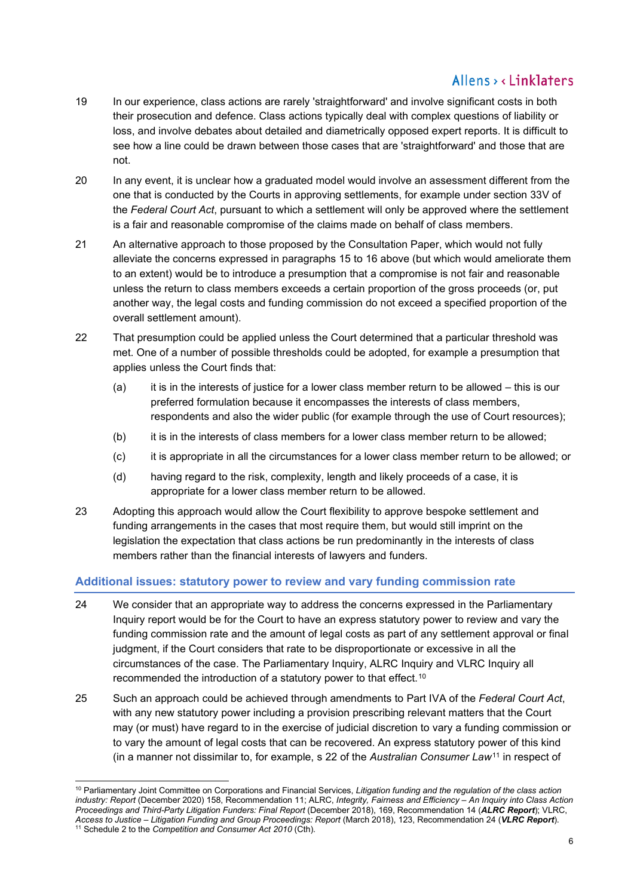19 In our experience, class actions are rarely 'straightforward' and involve significant costs in both their prosecution and defence. Class actions typically deal with complex questions of liability or loss, and involve debates about detailed and diametrically opposed expert reports. It is difficult to see how a line could be drawn between those cases that are 'straightforward' and those that are not.

20 In any event, it is unclear how a graduated model would involve an assessment different from the one that is conducted by the Courts in approving settlements, for example under section 33V of the *Federal Court Act*, pursuant to which a settlement will only be approved where the settlement is a fair and reasonable compromise of the claims made on behalf of class members.

21 An alternative approach to those proposed by the Consultation Paper, which would not fully alleviate the concerns expressed in paragraphs 15 to 16 above (but which would ameliorate them to an extent) would be to introduce a presumption that a compromise is not fair and reasonable unless the return to class members exceeds a certain proportion of the gross proceeds (or, put another way, the legal costs and funding commission do not exceed a specified proportion of the overall settlement amount).

22 That presumption could be applied unless the Court determined that a particular threshold was met. One of a number of possible thresholds could be adopted, for example a presumption that applies unless the Court finds that:

(a) it is in the interests of justice for a lower class member return to be allowed – this is our preferred formulation because it encompasses the interests of class members, respondents and also the wider public (for example through the use of Court resources);

(b) it is in the interests of class members for a lower class member return to be allowed;

(c) it is appropriate in all the circumstances for a lower class member return to be allowed; or

(d) having regard to the risk, complexity, length and likely proceeds of a case, it is appropriate for a lower class member return to be allowed.

23 Adopting this approach would allow the Court flexibility to approve bespoke settlement and funding arrangements in the cases that most require them, but would still imprint on the legislation the expectation that class actions be run predominantly in the interests of class members rather than the financial interests of lawyers and funders.

## Additional issues: statutory power to review and vary funding commission rate

24 We consider that an appropriate way to address the concerns expressed in the Parliamentary Inquiry report would be for the Court to have an express statutory power to review and vary the funding commission rate and the amount of legal costs as part of any settlement approval or final judgment, if the Court considers that rate to be disproportionate or excessive in all the circumstances of the case. The Parliamentary Inquiry, ALRC Inquiry and VLRC Inquiry all recommended the introduction of a statutory power to that effect.[10]

25 Such an approach could be achieved through amendments to Part IVA of the *Federal Court Act*, with any new statutory power including a provision prescribing relevant matters that the Court may (or must) have regard to in the exercise of judicial discretion to vary a funding commission or to vary the amount of legal costs that can be recovered. An express statutory power of this kind (in a manner not dissimilar to, for example, s 22 of the *Australian Consumer Law*[11] in respect of

---

[10] Parliamentary Joint Committee on Corporations and Financial Services, *Litigation funding and the regulation of the class action industry: Report* (December 2020) 158, Recommendation 11; ALRC, *Integrity, Fairness and Efficiency – An Inquiry into Class Action Proceedings and Third-Party Litigation Funders: Final Report* (December 2018), 169, Recommendation 14 (***ALRC Report***); VLRC, *Access to Justice – Litigation Funding and Group Proceedings: Report* (March 2018), 123, Recommendation 24 (***VLRC Report***).

[11] Schedule 2 to the *Competition and Consumer Act 2010* (Cth).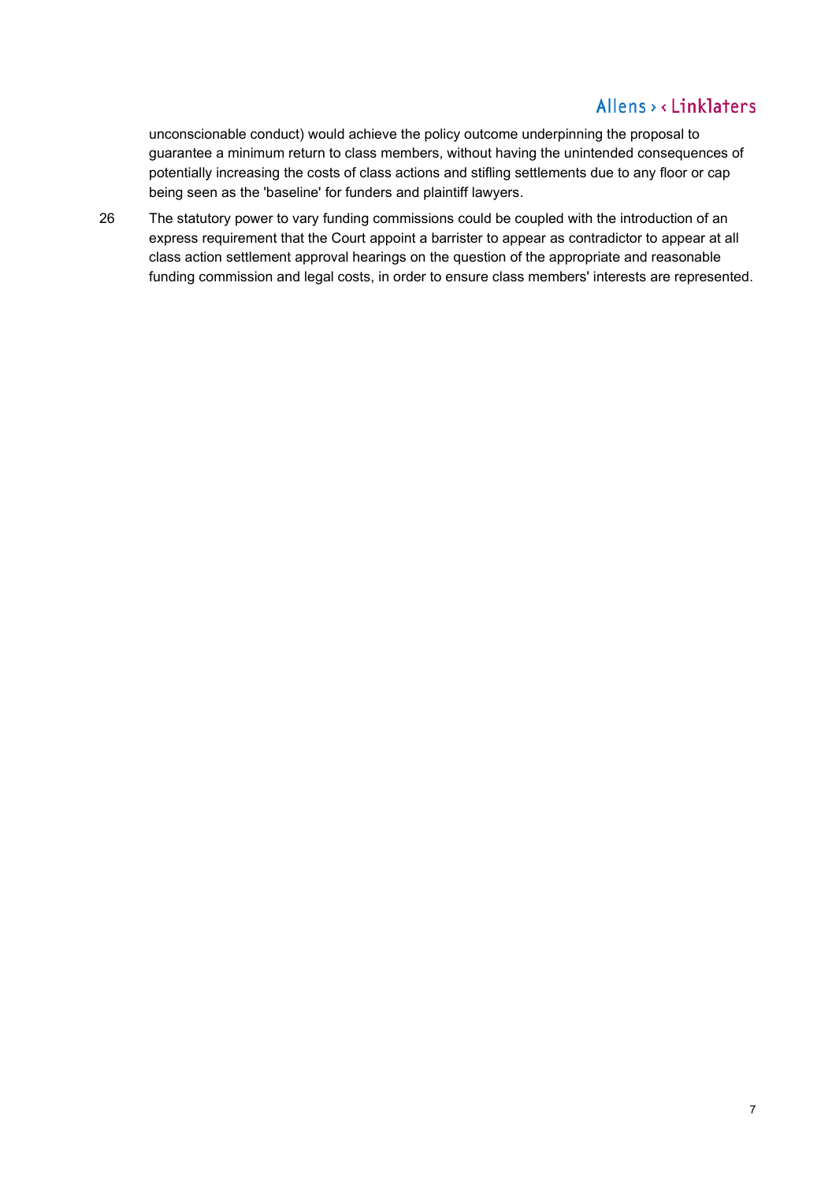unconscionable conduct) would achieve the policy outcome underpinning the proposal to guarantee a minimum return to class members, without having the unintended consequences of potentially increasing the costs of class actions and stifling settlements due to any floor or cap being seen as the 'baseline' for funders and plaintiff lawyers.

26 The statutory power to vary funding commissions could be coupled with the introduction of an express requirement that the Court appoint a barrister to appear as contradictor to appear at all class action settlement approval hearings on the question of the appropriate and reasonable funding commission and legal costs, in order to ensure class members' interests are represented.